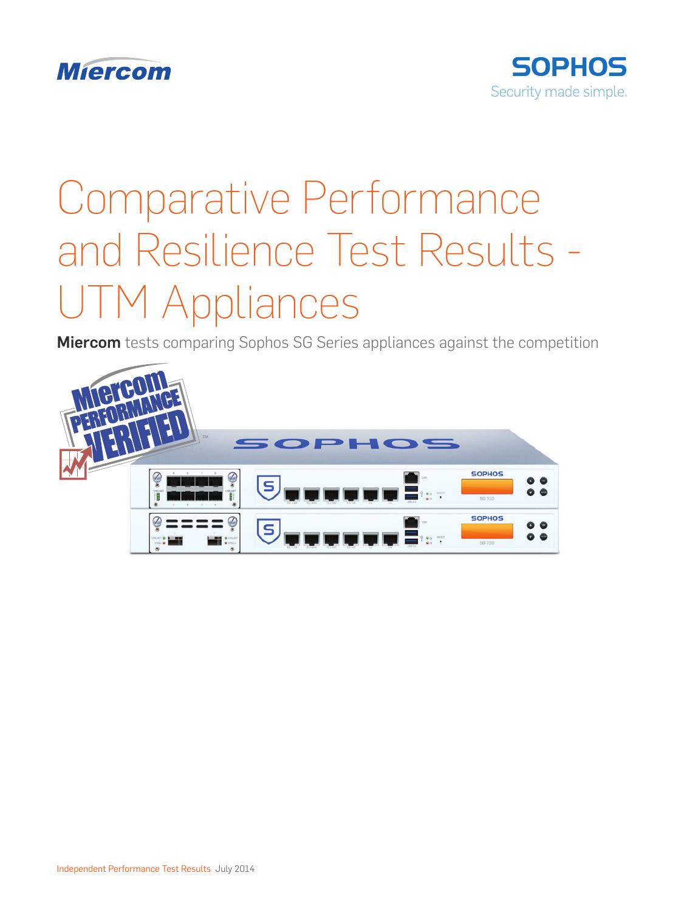Miercom

SOPHOS
Security made simple.

# Comparative Performance and Resilience Test Results - UTM Appliances

**Miercom** tests comparing Sophos SG Series appliances against the competition

Independent Performance Test Results July 2014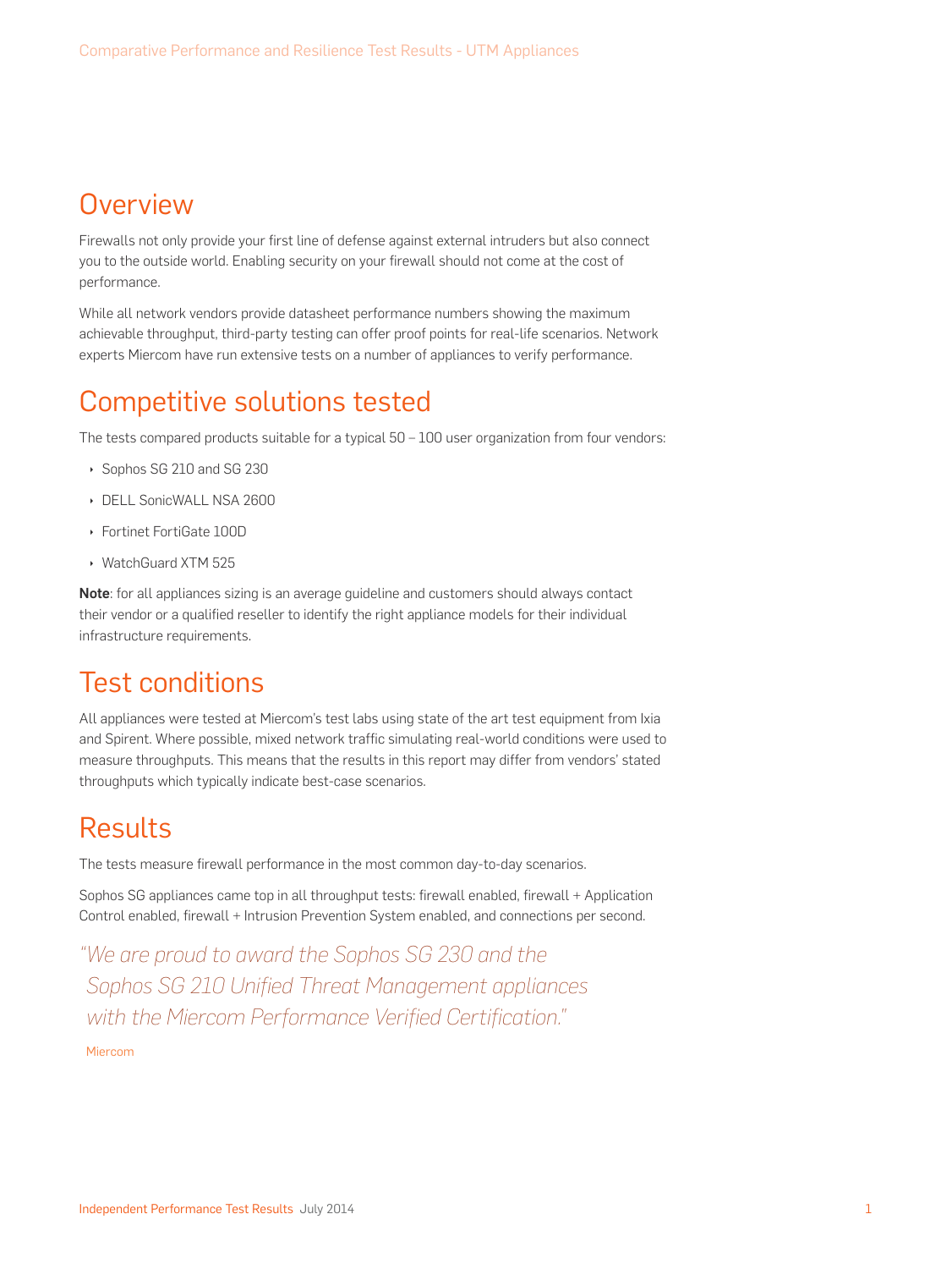# Overview

Firewalls not only provide your first line of defense against external intruders but also connect you to the outside world. Enabling security on your firewall should not come at the cost of performance.

While all network vendors provide datasheet performance numbers showing the maximum achievable throughput, third-party testing can offer proof points for real-life scenarios. Network experts Miercom have run extensive tests on a number of appliances to verify performance.

# Competitive solutions tested

The tests compared products suitable for a typical 50 – 100 user organization from four vendors:

- Sophos SG 210 and SG 230
- DELL SonicWALL NSA 2600
- Fortinet FortiGate 100D
- WatchGuard XTM 525

**Note**: for all appliances sizing is an average guideline and customers should always contact their vendor or a qualified reseller to identify the right appliance models for their individual infrastructure requirements.

# Test conditions

All appliances were tested at Miercom's test labs using state of the art test equipment from Ixia and Spirent. Where possible, mixed network traffic simulating real-world conditions were used to measure throughputs. This means that the results in this report may differ from vendors' stated throughputs which typically indicate best-case scenarios.

# Results

The tests measure firewall performance in the most common day-to-day scenarios.

Sophos SG appliances came top in all throughput tests: firewall enabled, firewall + Application Control enabled, firewall + Intrusion Prevention System enabled, and connections per second.

> *"We are proud to award the Sophos SG 230 and the Sophos SG 210 Unified Threat Management appliances with the Miercom Performance Verified Certification."*
>
> Miercom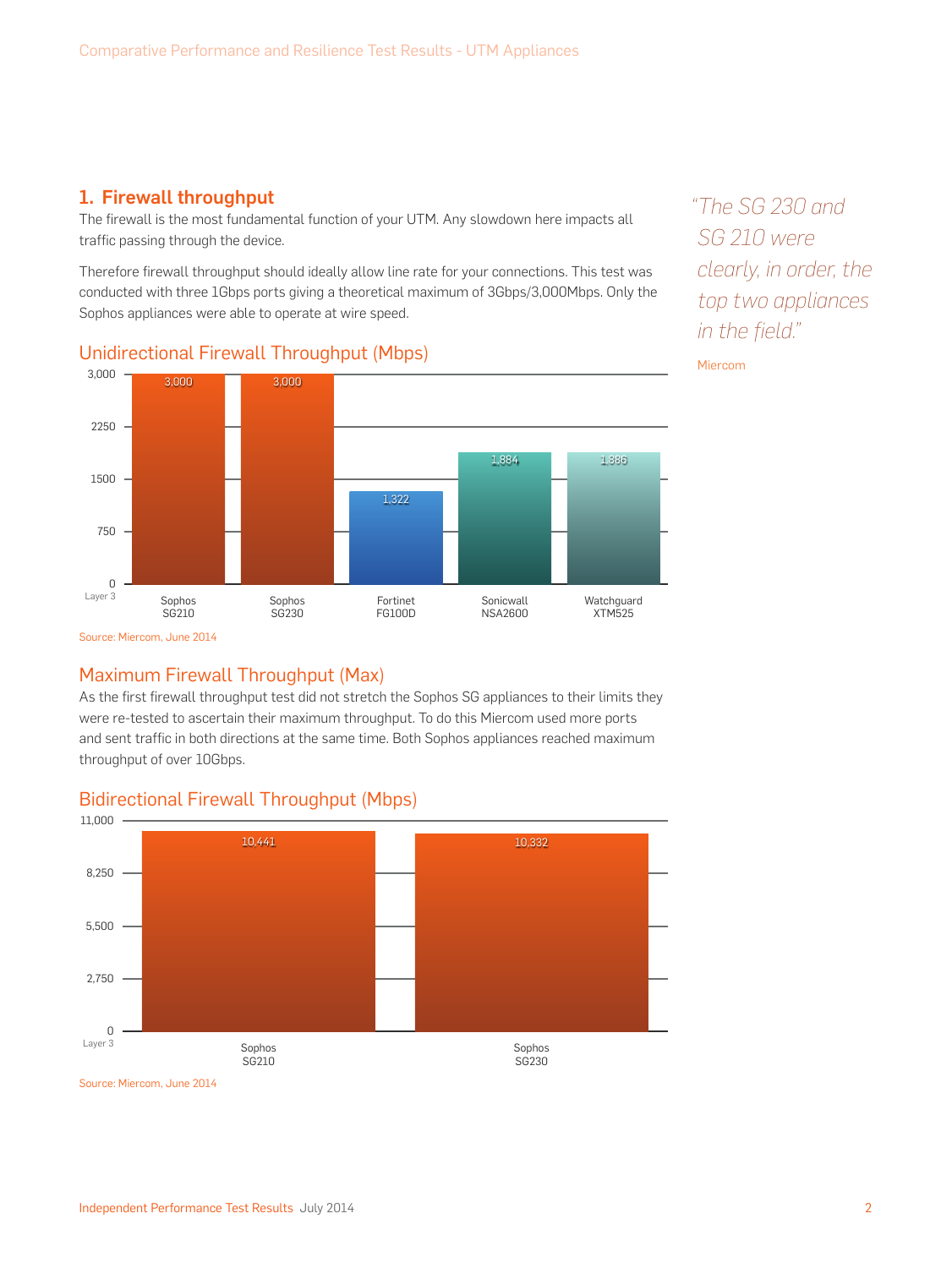## 1. Firewall throughput

The firewall is the most fundamental function of your UTM. Any slowdown here impacts all traffic passing through the device.

Therefore firewall throughput should ideally allow line rate for your connections. This test was conducted with three 1Gbps ports giving a theoretical maximum of 3Gbps/3,000Mbps. Only the Sophos appliances were able to operate at wire speed.

*"The SG 230 and SG 210 were clearly, in order, the top two appliances in the field."*

Miercom

### Unidirectional Firewall Throughput (Mbps)

| Layer 3 | Sophos SG210 | Sophos SG230 | Fortinet FG100D | Sonicwall NSA2600 | Watchguard XTM525 |
|---|---|---|---|---|---|
| Mbps | 3,000 | 3,000 | 1,322 | 1,884 | 1,886 |

Source: Miercom, June 2014

### Maximum Firewall Throughput (Max)

As the first firewall throughput test did not stretch the Sophos SG appliances to their limits they were re-tested to ascertain their maximum throughput. To do this Miercom used more ports and sent traffic in both directions at the same time. Both Sophos appliances reached maximum throughput of over 10Gbps.

### Bidirectional Firewall Throughput (Mbps)

| Layer 3 | Sophos SG210 | Sophos SG230 |
|---|---|---|
| Mbps | 10,441 | 10,332 |

Source: Miercom, June 2014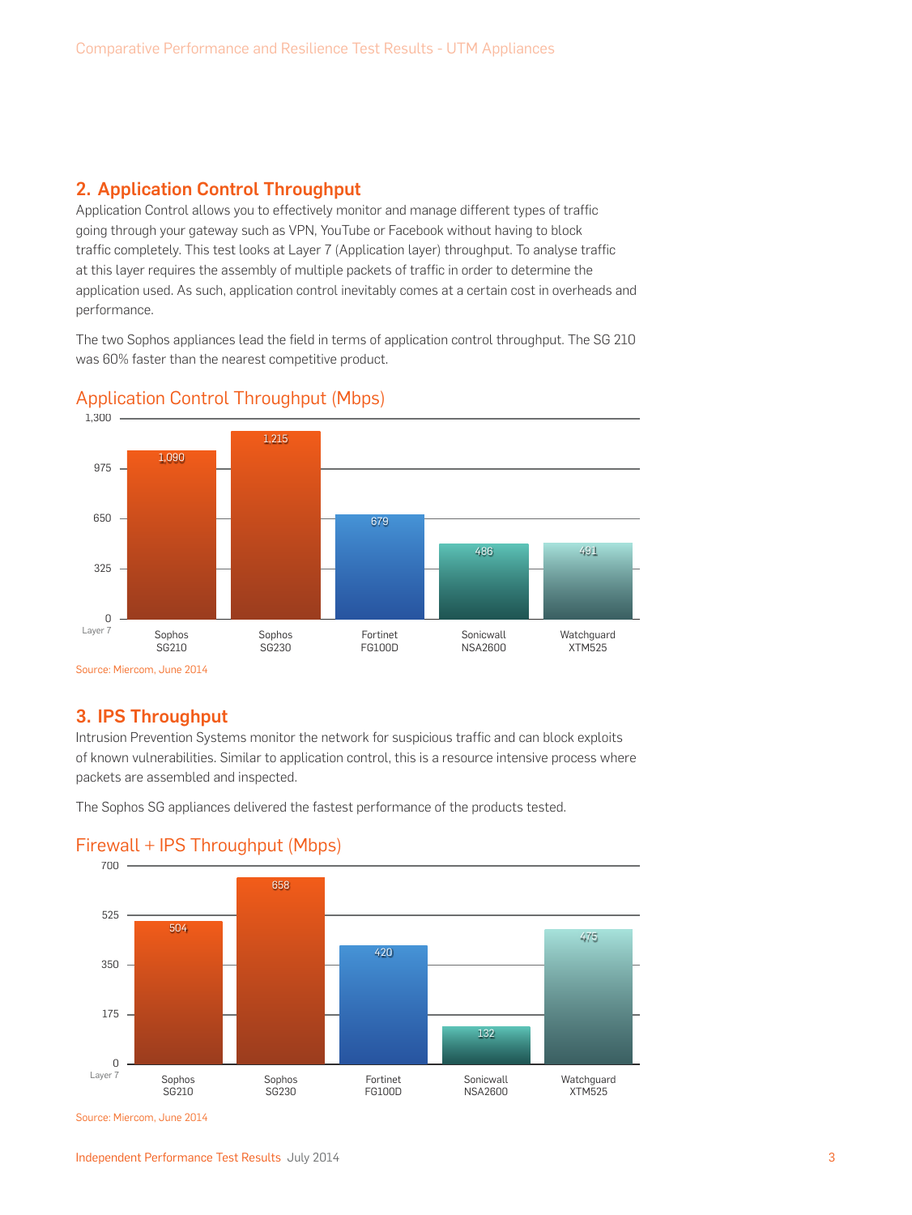## 2. Application Control Throughput

Application Control allows you to effectively monitor and manage different types of traffic going through your gateway such as VPN, YouTube or Facebook without having to block traffic completely. This test looks at Layer 7 (Application layer) throughput. To analyse traffic at this layer requires the assembly of multiple packets of traffic in order to determine the application used. As such, application control inevitably comes at a certain cost in overheads and performance.

The two Sophos appliances lead the field in terms of application control throughput. The SG 210 was 60% faster than the nearest competitive product.

### Application Control Throughput (Mbps)

| Layer 7 | Sophos SG210 | Sophos SG230 | Fortinet FG100D | Sonicwall NSA2600 | Watchguard XTM525 |
| --- | --- | --- | --- | --- | --- |
| Mbps | 1,090 | 1,215 | 679 | 486 | 491 |

Source: Miercom, June 2014

## 3. IPS Throughput

Intrusion Prevention Systems monitor the network for suspicious traffic and can block exploits of known vulnerabilities. Similar to application control, this is a resource intensive process where packets are assembled and inspected.

The Sophos SG appliances delivered the fastest performance of the products tested.

### Firewall + IPS Throughput (Mbps)

| Layer 7 | Sophos SG210 | Sophos SG230 | Fortinet FG100D | Sonicwall NSA2600 | Watchguard XTM525 |
| --- | --- | --- | --- | --- | --- |
| Mbps | 504 | 658 | 420 | 132 | 475 |

Source: Miercom, June 2014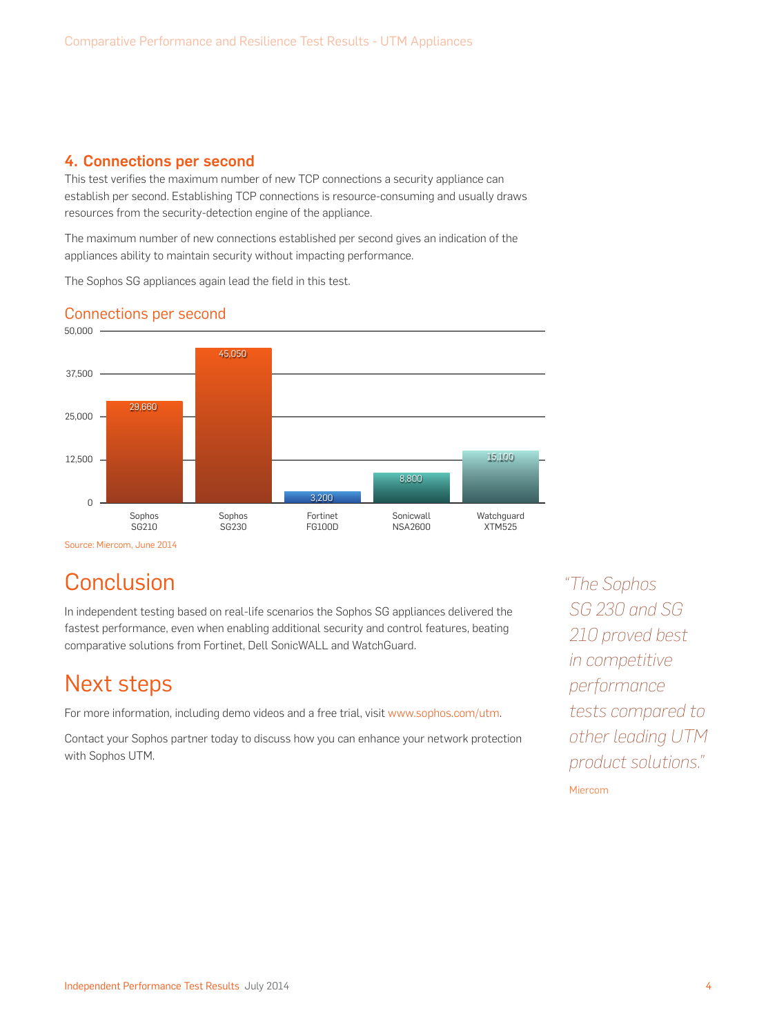## 4. Connections per second

This test verifies the maximum number of new TCP connections a security appliance can establish per second. Establishing TCP connections is resource-consuming and usually draws resources from the security-detection engine of the appliance.

The maximum number of new connections established per second gives an indication of the appliances ability to maintain security without impacting performance.

The Sophos SG appliances again lead the field in this test.

### Connections per second

| Appliance | Connections per second |
|---|---|
| Sophos SG210 | 29,660 |
| Sophos SG230 | 45,050 |
| Fortinet FG100D | 3,200 |
| Sonicwall NSA2600 | 8,800 |
| Watchguard XTM525 | 15,100 |

Source: Miercom, June 2014

# Conclusion

In independent testing based on real-life scenarios the Sophos SG appliances delivered the fastest performance, even when enabling additional security and control features, beating comparative solutions from Fortinet, Dell SonicWALL and WatchGuard.

*"The Sophos SG 230 and SG 210 proved best in competitive performance tests compared to other leading UTM product solutions."*

Miercom

# Next steps

For more information, including demo videos and a free trial, visit www.sophos.com/utm.

Contact your Sophos partner today to discuss how you can enhance your network protection with Sophos UTM.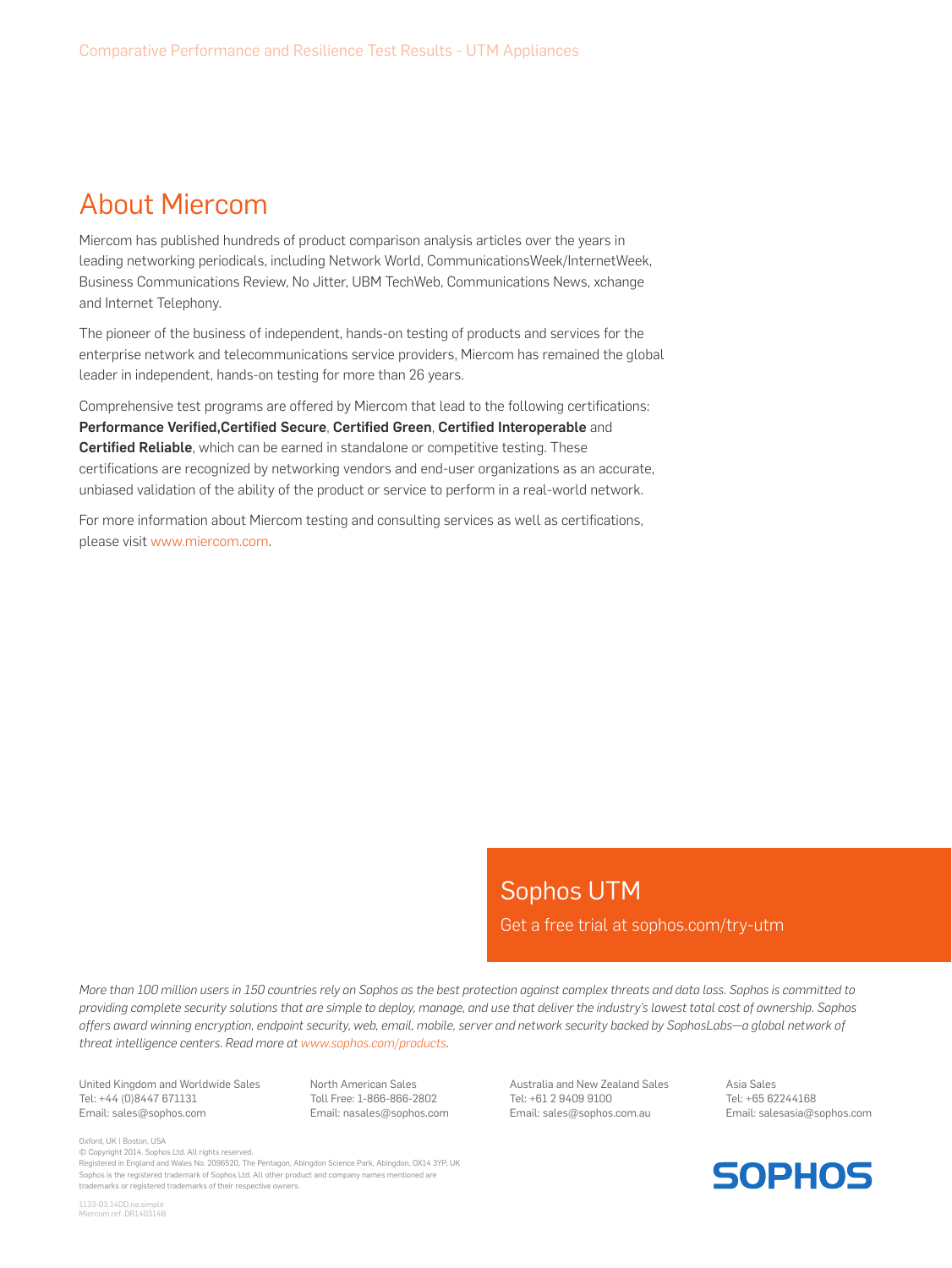## About Miercom

Miercom has published hundreds of product comparison analysis articles over the years in leading networking periodicals, including Network World, CommunicationsWeek/InternetWeek, Business Communications Review, No Jitter, UBM TechWeb, Communications News, xchange and Internet Telephony.

The pioneer of the business of independent, hands-on testing of products and services for the enterprise network and telecommunications service providers, Miercom has remained the global leader in independent, hands-on testing for more than 26 years.

Comprehensive test programs are offered by Miercom that lead to the following certifications: **Performance Verified,Certified Secure**, **Certified Green**, **Certified Interoperable** and **Certified Reliable**, which can be earned in standalone or competitive testing. These certifications are recognized by networking vendors and end-user organizations as an accurate, unbiased validation of the ability of the product or service to perform in a real-world network.

For more information about Miercom testing and consulting services as well as certifications, please visit www.miercom.com.

Sophos UTM

Get a free trial at sophos.com/try-utm

*More than 100 million users in 150 countries rely on Sophos as the best protection against complex threats and data loss. Sophos is committed to providing complete security solutions that are simple to deploy, manage, and use that deliver the industry's lowest total cost of ownership. Sophos offers award winning encryption, endpoint security, web, email, mobile, server and network security backed by SophosLabs—a global network of threat intelligence centers. Read more at www.sophos.com/products.*

United Kingdom and Worldwide Sales
Tel: +44 (0)8447 671131
Email: sales@sophos.com

North American Sales
Toll Free: 1-866-866-2802
Email: nasales@sophos.com

Australia and New Zealand Sales
Tel: +61 2 9409 9100
Email: sales@sophos.com.au

Asia Sales
Tel: +65 62244168
Email: salesasia@sophos.com

Oxford, UK | Boston, USA
© Copyright 2014. Sophos Ltd. All rights reserved.
Registered in England and Wales No. 2096520, The Pentagon, Abingdon Science Park, Abingdon, OX14 3YP, UK
Sophos is the registered trademark of Sophos Ltd. All other product and company names mentioned are trademarks or registered trademarks of their respective owners.

SOPHOS

1133-03.14DD.na.simple
Miercom ref. DR140314B